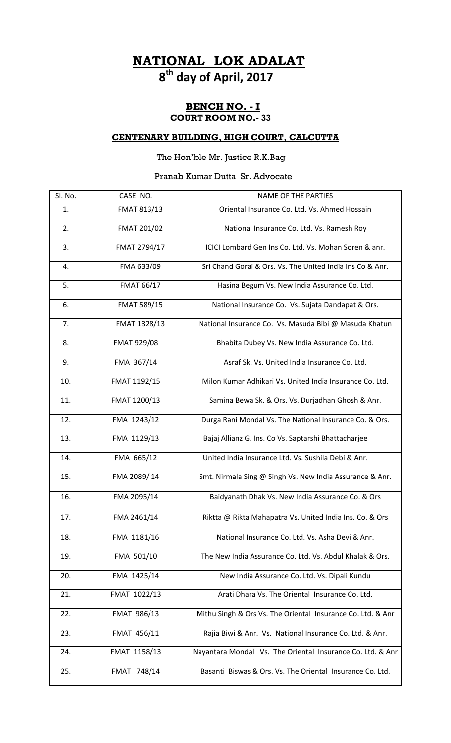# NATIONAL LOK ADALAT

## 8th day of April, 2017

### BENCH NO. - I

### COURT ROOM NO.- 33

### CENTENARY BUILDING, HIGH COURT, CALCUTTA

The Hon'ble Mr. Justice R.K.Bag

Pranab Kumar Dutta Sr. Advocate

| Sl. No. | CASE NO. | NAME OF THE PARTIES |
|---|---|---|
| 1. | FMAT 813/13 | Oriental Insurance Co. Ltd. Vs. Ahmed Hossain |
| 2. | FMAT 201/02 | National Insurance Co. Ltd. Vs. Ramesh Roy |
| 3. | FMAT 2794/17 | ICICI Lombard Gen Ins Co. Ltd. Vs. Mohan Soren & anr. |
| 4. | FMA 633/09 | Sri Chand Gorai & Ors. Vs. The United India Ins Co & Anr. |
| 5. | FMAT 66/17 | Hasina Begum Vs. New India Assurance Co. Ltd. |
| 6. | FMAT 589/15 | National Insurance Co. Vs. Sujata Dandapat & Ors. |
| 7. | FMAT 1328/13 | National Insurance Co. Vs. Masuda Bibi @ Masuda Khatun |
| 8. | FMAT 929/08 | Bhabita Dubey Vs. New India Assurance Co. Ltd. |
| 9. | FMA 367/14 | Asraf Sk. Vs. United India Insurance Co. Ltd. |
| 10. | FMAT 1192/15 | Milon Kumar Adhikari Vs. United India Insurance Co. Ltd. |
| 11. | FMAT 1200/13 | Samina Bewa Sk. & Ors. Vs. Durjadhan Ghosh & Anr. |
| 12. | FMA 1243/12 | Durga Rani Mondal Vs. The National Insurance Co. & Ors. |
| 13. | FMA 1129/13 | Bajaj Allianz G. Ins. Co Vs. Saptarshi Bhattacharjee |
| 14. | FMA 665/12 | United India Insurance Ltd. Vs. Sushila Debi & Anr. |
| 15. | FMA 2089/ 14 | Smt. Nirmala Sing @ Singh Vs. New India Assurance & Anr. |
| 16. | FMA 2095/14 | Baidyanath Dhak Vs. New India Assurance Co. & Ors |
| 17. | FMA 2461/14 | Riktta @ Rikta Mahapatra Vs. United India Ins. Co. & Ors |
| 18. | FMA 1181/16 | National Insurance Co. Ltd. Vs. Asha Devi & Anr. |
| 19. | FMA 501/10 | The New India Assurance Co. Ltd. Vs. Abdul Khalak & Ors. |
| 20. | FMA 1425/14 | New India Assurance Co. Ltd. Vs. Dipali Kundu |
| 21. | FMAT 1022/13 | Arati Dhara Vs. The Oriental Insurance Co. Ltd. |
| 22. | FMAT 986/13 | Mithu Singh & Ors Vs. The Oriental Insurance Co. Ltd. & Anr |
| 23. | FMAT 456/11 | Rajia Biwi & Anr. Vs. National Insurance Co. Ltd. & Anr. |
| 24. | FMAT 1158/13 | Nayantara Mondal Vs. The Oriental Insurance Co. Ltd. & Anr |
| 25. | FMAT 748/14 | Basanti Biswas & Ors. Vs. The Oriental Insurance Co. Ltd. |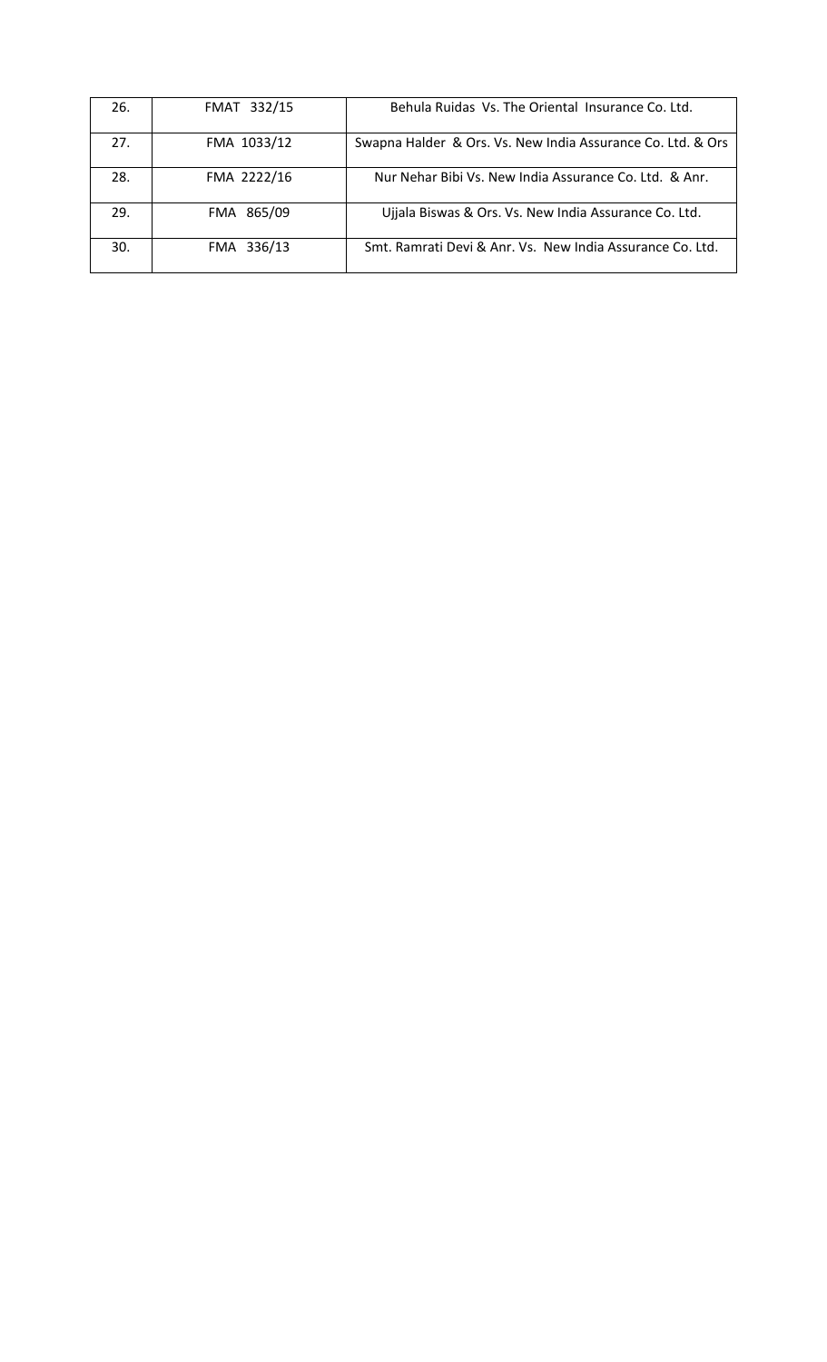| 26. | FMAT 332/15 | Behula Ruidas Vs. The Oriental Insurance Co. Ltd. |
|---|---|---|
| 27. | FMA 1033/12 | Swapna Halder & Ors. Vs. New India Assurance Co. Ltd. & Ors |
| 28. | FMA 2222/16 | Nur Nehar Bibi Vs. New India Assurance Co. Ltd. & Anr. |
| 29. | FMA 865/09 | Ujjala Biswas & Ors. Vs. New India Assurance Co. Ltd. |
| 30. | FMA 336/13 | Smt. Ramrati Devi & Anr. Vs. New India Assurance Co. Ltd. |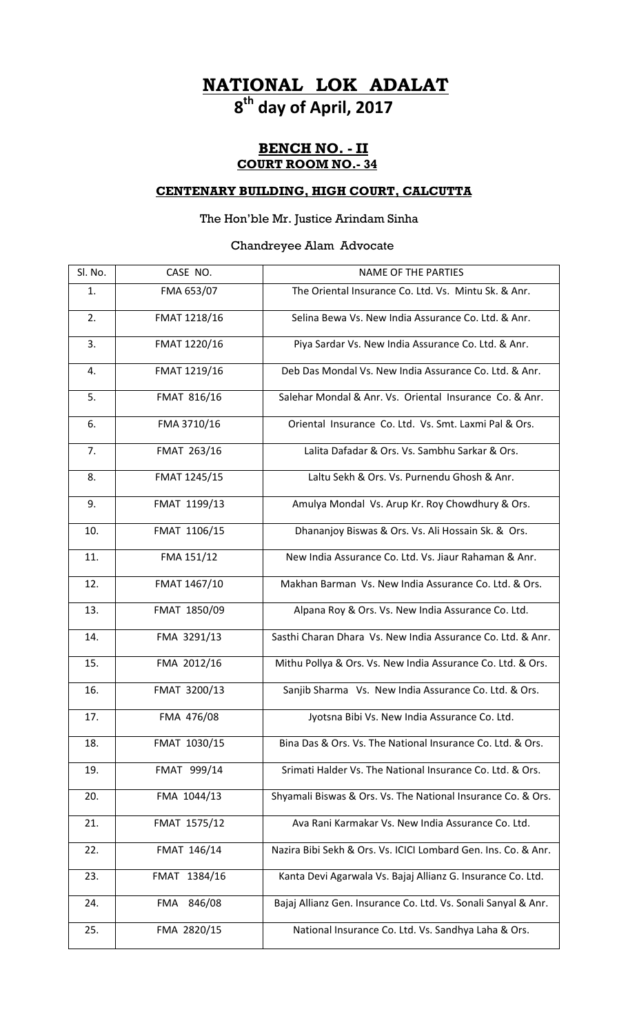# NATIONAL LOK ADALAT

## 8th day of April, 2017

### BENCH NO. - II

### COURT ROOM NO.- 34

### CENTENARY BUILDING, HIGH COURT, CALCUTTA

The Hon'ble Mr. Justice Arindam Sinha

Chandreyee Alam Advocate

| Sl. No. | CASE NO. | NAME OF THE PARTIES |
|---|---|---|
| 1. | FMA 653/07 | The Oriental Insurance Co. Ltd. Vs. Mintu Sk. & Anr. |
| 2. | FMAT 1218/16 | Selina Bewa Vs. New India Assurance Co. Ltd. & Anr. |
| 3. | FMAT 1220/16 | Piya Sardar Vs. New India Assurance Co. Ltd. & Anr. |
| 4. | FMAT 1219/16 | Deb Das Mondal Vs. New India Assurance Co. Ltd. & Anr. |
| 5. | FMAT 816/16 | Salehar Mondal & Anr. Vs. Oriental Insurance Co. & Anr. |
| 6. | FMA 3710/16 | Oriental Insurance Co. Ltd. Vs. Smt. Laxmi Pal & Ors. |
| 7. | FMAT 263/16 | Lalita Dafadar & Ors. Vs. Sambhu Sarkar & Ors. |
| 8. | FMAT 1245/15 | Laltu Sekh & Ors. Vs. Purnendu Ghosh & Anr. |
| 9. | FMAT 1199/13 | Amulya Mondal Vs. Arup Kr. Roy Chowdhury & Ors. |
| 10. | FMAT 1106/15 | Dhananjoy Biswas & Ors. Vs. Ali Hossain Sk. & Ors. |
| 11. | FMA 151/12 | New India Assurance Co. Ltd. Vs. Jiaur Rahaman & Anr. |
| 12. | FMAT 1467/10 | Makhan Barman Vs. New India Assurance Co. Ltd. & Ors. |
| 13. | FMAT 1850/09 | Alpana Roy & Ors. Vs. New India Assurance Co. Ltd. |
| 14. | FMA 3291/13 | Sasthi Charan Dhara Vs. New India Assurance Co. Ltd. & Anr. |
| 15. | FMA 2012/16 | Mithu Pollya & Ors. Vs. New India Assurance Co. Ltd. & Ors. |
| 16. | FMAT 3200/13 | Sanjib Sharma Vs. New India Assurance Co. Ltd. & Ors. |
| 17. | FMA 476/08 | Jyotsna Bibi Vs. New India Assurance Co. Ltd. |
| 18. | FMAT 1030/15 | Bina Das & Ors. Vs. The National Insurance Co. Ltd. & Ors. |
| 19. | FMAT 999/14 | Srimati Halder Vs. The National Insurance Co. Ltd. & Ors. |
| 20. | FMA 1044/13 | Shyamali Biswas & Ors. Vs. The National Insurance Co. & Ors. |
| 21. | FMAT 1575/12 | Ava Rani Karmakar Vs. New India Assurance Co. Ltd. |
| 22. | FMAT 146/14 | Nazira Bibi Sekh & Ors. Vs. ICICI Lombard Gen. Ins. Co. & Anr. |
| 23. | FMAT 1384/16 | Kanta Devi Agarwala Vs. Bajaj Allianz G. Insurance Co. Ltd. |
| 24. | FMA 846/08 | Bajaj Allianz Gen. Insurance Co. Ltd. Vs. Sonali Sanyal & Anr. |
| 25. | FMA 2820/15 | National Insurance Co. Ltd. Vs. Sandhya Laha & Ors. |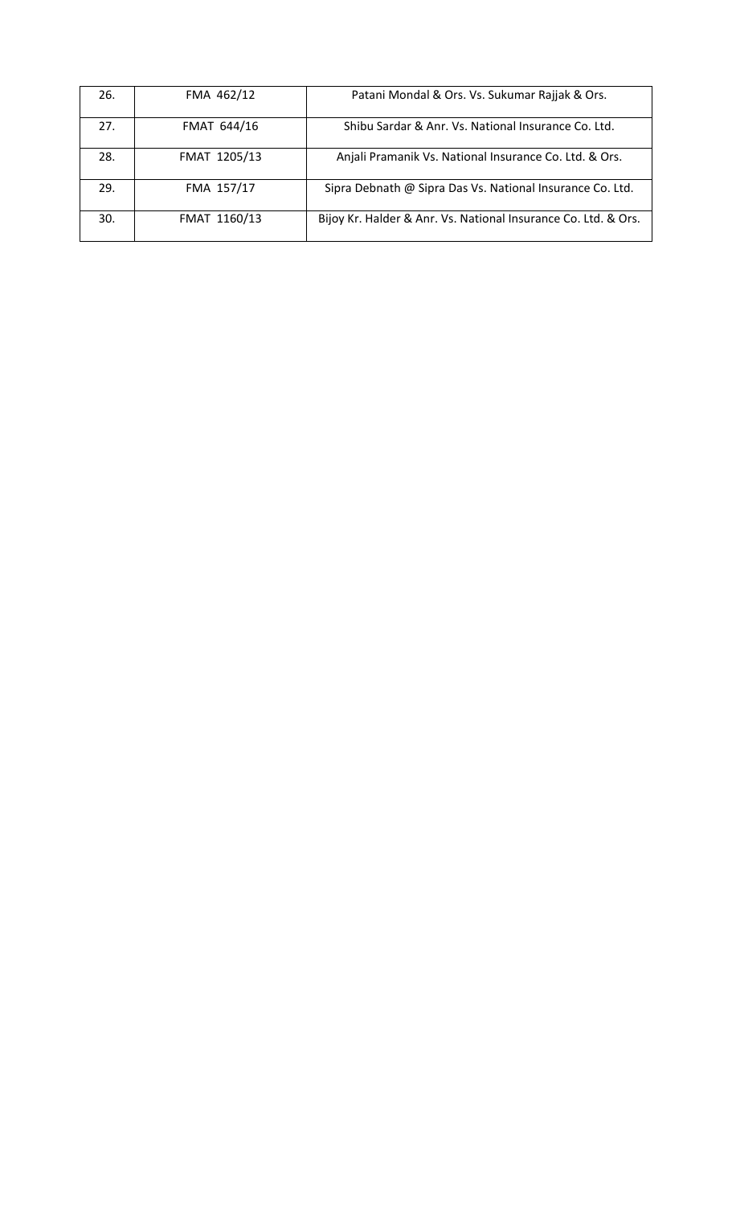| | | |
|---|---|---|
| 26. | FMA 462/12 | Patani Mondal & Ors. Vs. Sukumar Rajjak & Ors. |
| 27. | FMAT 644/16 | Shibu Sardar & Anr. Vs. National Insurance Co. Ltd. |
| 28. | FMAT 1205/13 | Anjali Pramanik Vs. National Insurance Co. Ltd. & Ors. |
| 29. | FMA 157/17 | Sipra Debnath @ Sipra Das Vs. National Insurance Co. Ltd. |
| 30. | FMAT 1160/13 | Bijoy Kr. Halder & Anr. Vs. National Insurance Co. Ltd. & Ors. |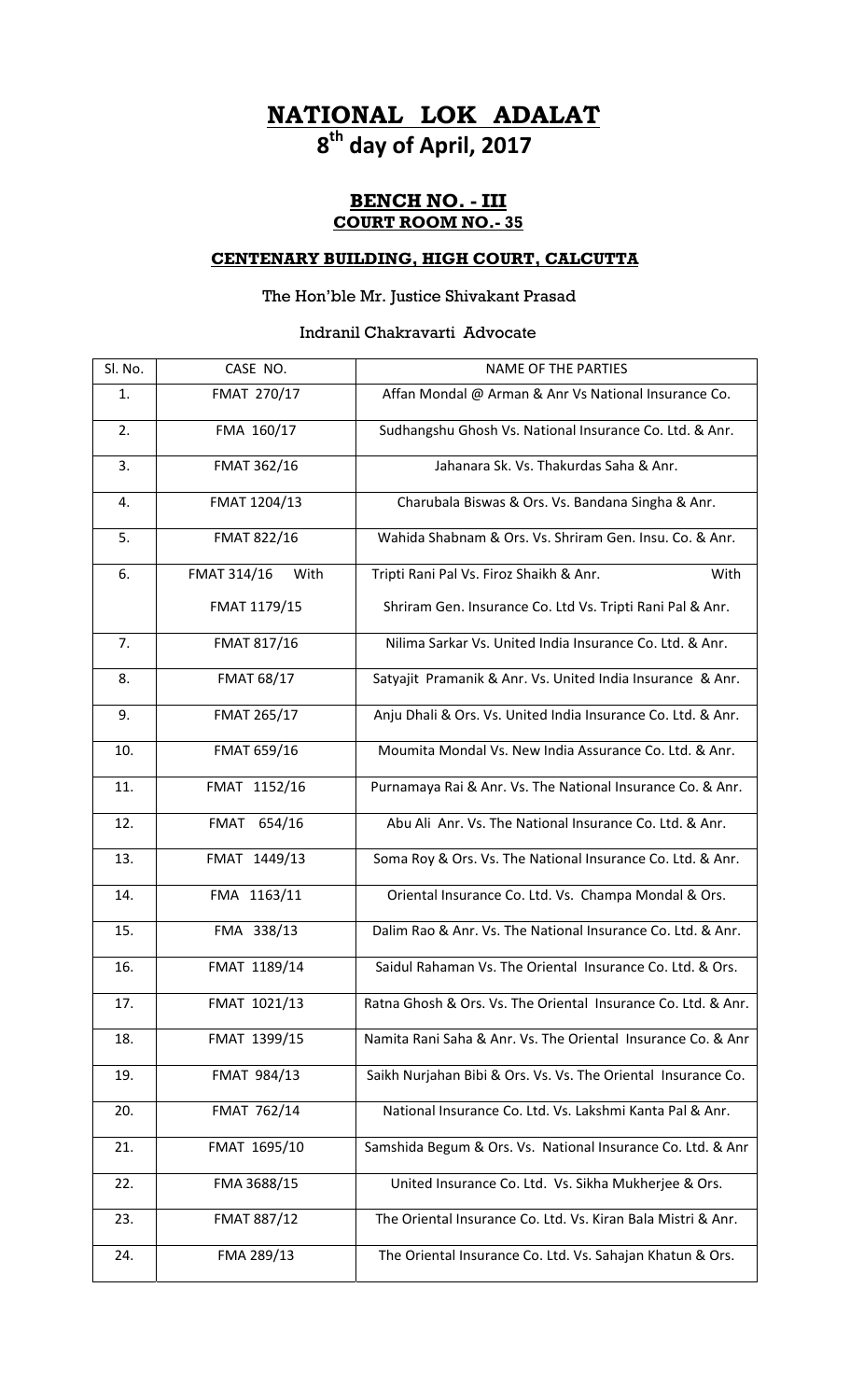# NATIONAL LOK ADALAT

## 8th day of April, 2017

### BENCH NO. - III

### COURT ROOM NO.- 35

### CENTENARY BUILDING, HIGH COURT, CALCUTTA

The Hon'ble Mr. Justice Shivakant Prasad

Indranil Chakravarti Advocate

| Sl. No. | CASE NO. | NAME OF THE PARTIES |
|---|---|---|
| 1. | FMAT 270/17 | Affan Mondal @ Arman & Anr Vs National Insurance Co. |
| 2. | FMA 160/17 | Sudhangshu Ghosh Vs. National Insurance Co. Ltd. & Anr. |
| 3. | FMAT 362/16 | Jahanara Sk. Vs. Thakurdas Saha & Anr. |
| 4. | FMAT 1204/13 | Charubala Biswas & Ors. Vs. Bandana Singha & Anr. |
| 5. | FMAT 822/16 | Wahida Shabnam & Ors. Vs. Shriram Gen. Insu. Co. & Anr. |
| 6. | FMAT 314/16 With<br>FMAT 1179/15 | Tripti Rani Pal Vs. Firoz Shaikh & Anr. With<br>Shriram Gen. Insurance Co. Ltd Vs. Tripti Rani Pal & Anr. |
| 7. | FMAT 817/16 | Nilima Sarkar Vs. United India Insurance Co. Ltd. & Anr. |
| 8. | FMAT 68/17 | Satyajit Pramanik & Anr. Vs. United India Insurance & Anr. |
| 9. | FMAT 265/17 | Anju Dhali & Ors. Vs. United India Insurance Co. Ltd. & Anr. |
| 10. | FMAT 659/16 | Moumita Mondal Vs. New India Assurance Co. Ltd. & Anr. |
| 11. | FMAT 1152/16 | Purnamaya Rai & Anr. Vs. The National Insurance Co. & Anr. |
| 12. | FMAT 654/16 | Abu Ali Anr. Vs. The National Insurance Co. Ltd. & Anr. |
| 13. | FMAT 1449/13 | Soma Roy & Ors. Vs. The National Insurance Co. Ltd. & Anr. |
| 14. | FMA 1163/11 | Oriental Insurance Co. Ltd. Vs. Champa Mondal & Ors. |
| 15. | FMA 338/13 | Dalim Rao & Anr. Vs. The National Insurance Co. Ltd. & Anr. |
| 16. | FMAT 1189/14 | Saidul Rahaman Vs. The Oriental Insurance Co. Ltd. & Ors. |
| 17. | FMAT 1021/13 | Ratna Ghosh & Ors. Vs. The Oriental Insurance Co. Ltd. & Anr. |
| 18. | FMAT 1399/15 | Namita Rani Saha & Anr. Vs. The Oriental Insurance Co. & Anr |
| 19. | FMAT 984/13 | Saikh Nurjahan Bibi & Ors. Vs. Vs. The Oriental Insurance Co. |
| 20. | FMAT 762/14 | National Insurance Co. Ltd. Vs. Lakshmi Kanta Pal & Anr. |
| 21. | FMAT 1695/10 | Samshida Begum & Ors. Vs. National Insurance Co. Ltd. & Anr |
| 22. | FMA 3688/15 | United Insurance Co. Ltd. Vs. Sikha Mukherjee & Ors. |
| 23. | FMAT 887/12 | The Oriental Insurance Co. Ltd. Vs. Kiran Bala Mistri & Anr. |
| 24. | FMA 289/13 | The Oriental Insurance Co. Ltd. Vs. Sahajan Khatun & Ors. |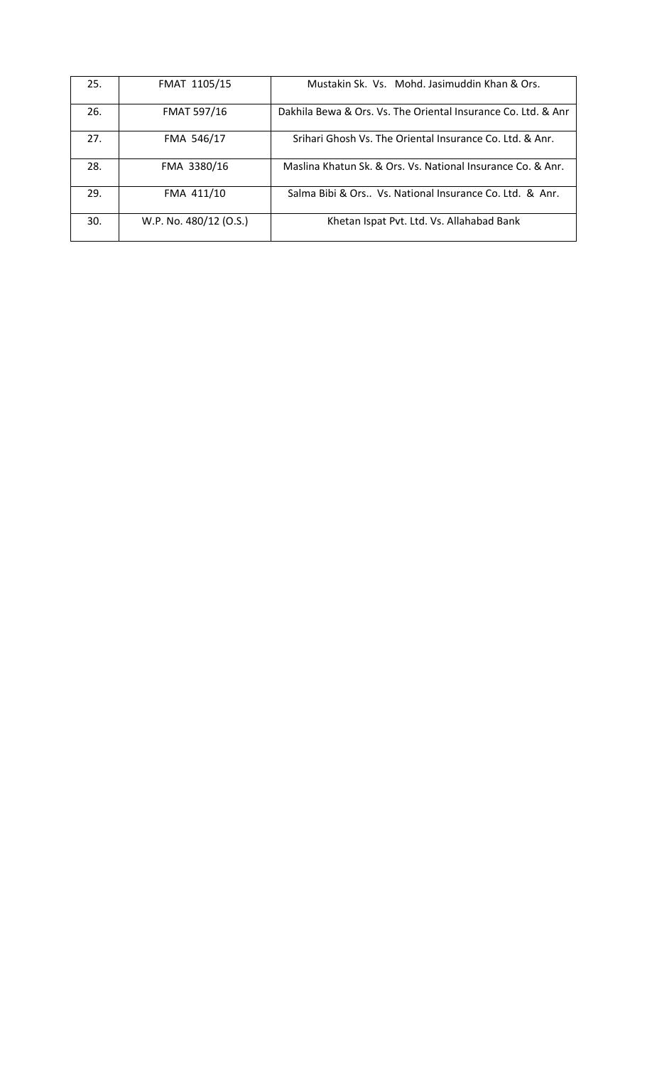| | | |
|---|---|---|
| 25. | FMAT 1105/15 | Mustakin Sk. Vs. Mohd. Jasimuddin Khan & Ors. |
| 26. | FMAT 597/16 | Dakhila Bewa & Ors. Vs. The Oriental Insurance Co. Ltd. & Anr |
| 27. | FMA 546/17 | Srihari Ghosh Vs. The Oriental Insurance Co. Ltd. & Anr. |
| 28. | FMA 3380/16 | Maslina Khatun Sk. & Ors. Vs. National Insurance Co. & Anr. |
| 29. | FMA 411/10 | Salma Bibi & Ors.. Vs. National Insurance Co. Ltd. & Anr. |
| 30. | W.P. No. 480/12 (O.S.) | Khetan Ispat Pvt. Ltd. Vs. Allahabad Bank |